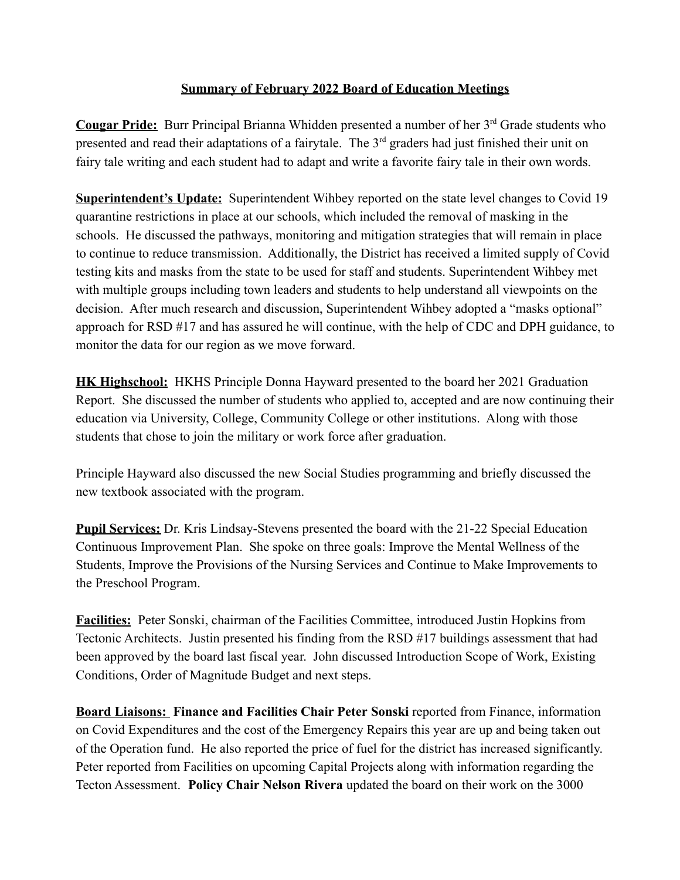**Summary of February 2022 Board of Education Meetings**

**Cougar Pride:** Burr Principal Brianna Whidden presented a number of her 3rd Grade students who presented and read their adaptations of a fairytale. The 3rd graders had just finished their unit on fairy tale writing and each student had to adapt and write a favorite fairy tale in their own words.

**Superintendent's Update:** Superintendent Wihbey reported on the state level changes to Covid 19 quarantine restrictions in place at our schools, which included the removal of masking in the schools. He discussed the pathways, monitoring and mitigation strategies that will remain in place to continue to reduce transmission. Additionally, the District has received a limited supply of Covid testing kits and masks from the state to be used for staff and students. Superintendent Wihbey met with multiple groups including town leaders and students to help understand all viewpoints on the decision. After much research and discussion, Superintendent Wihbey adopted a "masks optional" approach for RSD #17 and has assured he will continue, with the help of CDC and DPH guidance, to monitor the data for our region as we move forward.

**HK Highschool:** HKHS Principle Donna Hayward presented to the board her 2021 Graduation Report. She discussed the number of students who applied to, accepted and are now continuing their education via University, College, Community College or other institutions. Along with those students that chose to join the military or work force after graduation.

Principle Hayward also discussed the new Social Studies programming and briefly discussed the new textbook associated with the program.

**Pupil Services:** Dr. Kris Lindsay-Stevens presented the board with the 21-22 Special Education Continuous Improvement Plan. She spoke on three goals: Improve the Mental Wellness of the Students, Improve the Provisions of the Nursing Services and Continue to Make Improvements to the Preschool Program.

**Facilities:** Peter Sonski, chairman of the Facilities Committee, introduced Justin Hopkins from Tectonic Architects. Justin presented his finding from the RSD #17 buildings assessment that had been approved by the board last fiscal year. John discussed Introduction Scope of Work, Existing Conditions, Order of Magnitude Budget and next steps.

**Board Liaisons: Finance and Facilities Chair Peter Sonski** reported from Finance, information on Covid Expenditures and the cost of the Emergency Repairs this year are up and being taken out of the Operation fund. He also reported the price of fuel for the district has increased significantly. Peter reported from Facilities on upcoming Capital Projects along with information regarding the Tecton Assessment. **Policy Chair Nelson Rivera** updated the board on their work on the 3000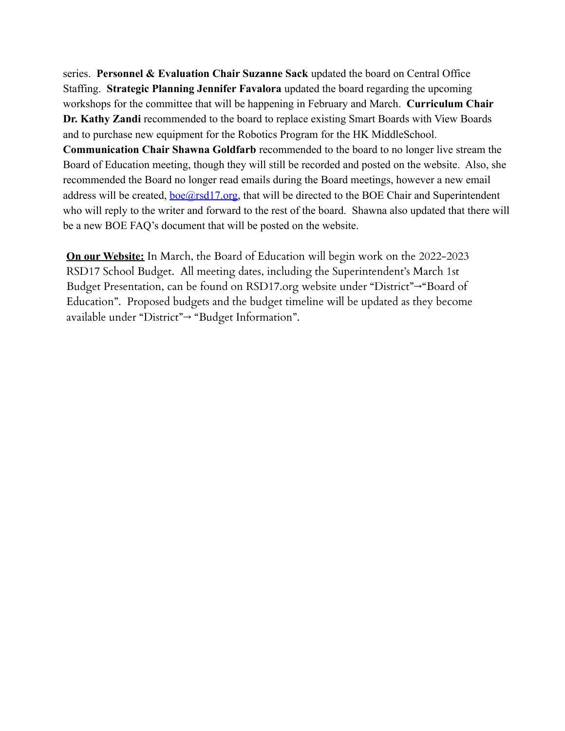series. **Personnel & Evaluation Chair Suzanne Sack** updated the board on Central Office Staffing. **Strategic Planning Jennifer Favalora** updated the board regarding the upcoming workshops for the committee that will be happening in February and March. **Curriculum Chair Dr. Kathy Zandi** recommended to the board to replace existing Smart Boards with View Boards and to purchase new equipment for the Robotics Program for the HK MiddleSchool. **Communication Chair Shawna Goldfarb** recommended to the board to no longer live stream the Board of Education meeting, though they will still be recorded and posted on the website. Also, she recommended the Board no longer read emails during the Board meetings, however a new email address will be created, boe@rsd17.org, that will be directed to the BOE Chair and Superintendent who will reply to the writer and forward to the rest of the board. Shawna also updated that there will be a new BOE FAQ's document that will be posted on the website.

**On our Website:** In March, the Board of Education will begin work on the 2022-2023 RSD17 School Budget. All meeting dates, including the Superintendent's March 1st Budget Presentation, can be found on RSD17.org website under "District"→"Board of Education". Proposed budgets and the budget timeline will be updated as they become available under "District"→ "Budget Information".